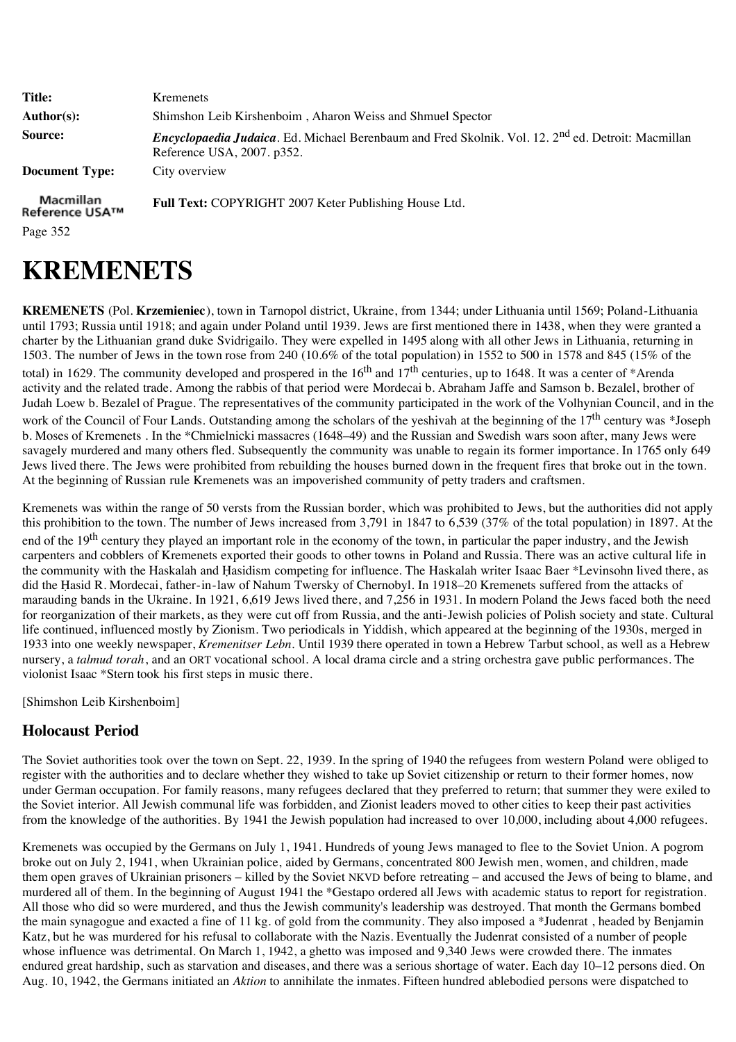| | |
|---|---|
| **Title:** | Kremenets |
| **Author(s):** | Shimshon Leib Kirshenboim , Aharon Weiss and Shmuel Spector |
| **Source:** | ***Encyclopaedia Judaica***. Ed. Michael Berenbaum and Fred Skolnik. Vol. 12. 2nd ed. Detroit: Macmillan Reference USA, 2007. p352. |
| **Document Type:** | City overview |
| Macmillan Reference USA™ | **Full Text:** COPYRIGHT 2007 Keter Publishing House Ltd. |

Page 352

# KREMENETS

**KREMENETS** (Pol. **Krzemieniec**), town in Tarnopol district, Ukraine, from 1344; under Lithuania until 1569; Poland-Lithuania until 1793; Russia until 1918; and again under Poland until 1939. Jews are first mentioned there in 1438, when they were granted a charter by the Lithuanian grand duke Svidrigailo. They were expelled in 1495 along with all other Jews in Lithuania, returning in 1503. The number of Jews in the town rose from 240 (10.6% of the total population) in 1552 to 500 in 1578 and 845 (15% of the total) in 1629. The community developed and prospered in the 16th and 17th centuries, up to 1648. It was a center of *Arenda activity and the related trade. Among the rabbis of that period were Mordecai b. Abraham Jaffe and Samson b. Bezalel, brother of Judah Loew b. Bezalel of Prague. The representatives of the community participated in the work of the Volhynian Council, and in the work of the Council of Four Lands. Outstanding among the scholars of the yeshivah at the beginning of the 17th century was *Joseph b. Moses of Kremenets . In the *Chmielnicki massacres (1648–49) and the Russian and Swedish wars soon after, many Jews were savagely murdered and many others fled. Subsequently the community was unable to regain its former importance. In 1765 only 649 Jews lived there. The Jews were prohibited from rebuilding the houses burned down in the frequent fires that broke out in the town. At the beginning of Russian rule Kremenets was an impoverished community of petty traders and craftsmen.

Kremenets was within the range of 50 versts from the Russian border, which was prohibited to Jews, but the authorities did not apply this prohibition to the town. The number of Jews increased from 3,791 in 1847 to 6,539 (37% of the total population) in 1897. At the end of the 19th century they played an important role in the economy of the town, in particular the paper industry, and the Jewish carpenters and cobblers of Kremenets exported their goods to other towns in Poland and Russia. There was an active cultural life in the community with the Haskalah and Ḥasidism competing for influence. The Haskalah writer Isaac Baer *Levinsohn lived there, as did the Ḥasid R. Mordecai, father-in-law of Nahum Twersky of Chernobyl. In 1918–20 Kremenets suffered from the attacks of marauding bands in the Ukraine. In 1921, 6,619 Jews lived there, and 7,256 in 1931. In modern Poland the Jews faced both the need for reorganization of their markets, as they were cut off from Russia, and the anti-Jewish policies of Polish society and state. Cultural life continued, influenced mostly by Zionism. Two periodicals in Yiddish, which appeared at the beginning of the 1930s, merged in 1933 into one weekly newspaper, *Kremenitser Lebn*. Until 1939 there operated in town a Hebrew Tarbut school, as well as a Hebrew nursery, a *talmud torah*, and an ORT vocational school. A local drama circle and a string orchestra gave public performances. The violonist Isaac *Stern took his first steps in music there.

[Shimshon Leib Kirshenboim]

## Holocaust Period

The Soviet authorities took over the town on Sept. 22, 1939. In the spring of 1940 the refugees from western Poland were obliged to register with the authorities and to declare whether they wished to take up Soviet citizenship or return to their former homes, now under German occupation. For family reasons, many refugees declared that they preferred to return; that summer they were exiled to the Soviet interior. All Jewish communal life was forbidden, and Zionist leaders moved to other cities to keep their past activities from the knowledge of the authorities. By 1941 the Jewish population had increased to over 10,000, including about 4,000 refugees.

Kremenets was occupied by the Germans on July 1, 1941. Hundreds of young Jews managed to flee to the Soviet Union. A pogrom broke out on July 2, 1941, when Ukrainian police, aided by Germans, concentrated 800 Jewish men, women, and children, made them open graves of Ukrainian prisoners – killed by the Soviet NKVD before retreating – and accused the Jews of being to blame, and murdered all of them. In the beginning of August 1941 the *Gestapo ordered all Jews with academic status to report for registration. All those who did so were murdered, and thus the Jewish community's leadership was destroyed. That month the Germans bombed the main synagogue and exacted a fine of 11 kg. of gold from the community. They also imposed a *Judenrat , headed by Benjamin Katz, but he was murdered for his refusal to collaborate with the Nazis. Eventually the Judenrat consisted of a number of people whose influence was detrimental. On March 1, 1942, a ghetto was imposed and 9,340 Jews were crowded there. The inmates endured great hardship, such as starvation and diseases, and there was a serious shortage of water. Each day 10–12 persons died. On Aug. 10, 1942, the Germans initiated an *Aktion* to annihilate the inmates. Fifteen hundred ablebodied persons were dispatched to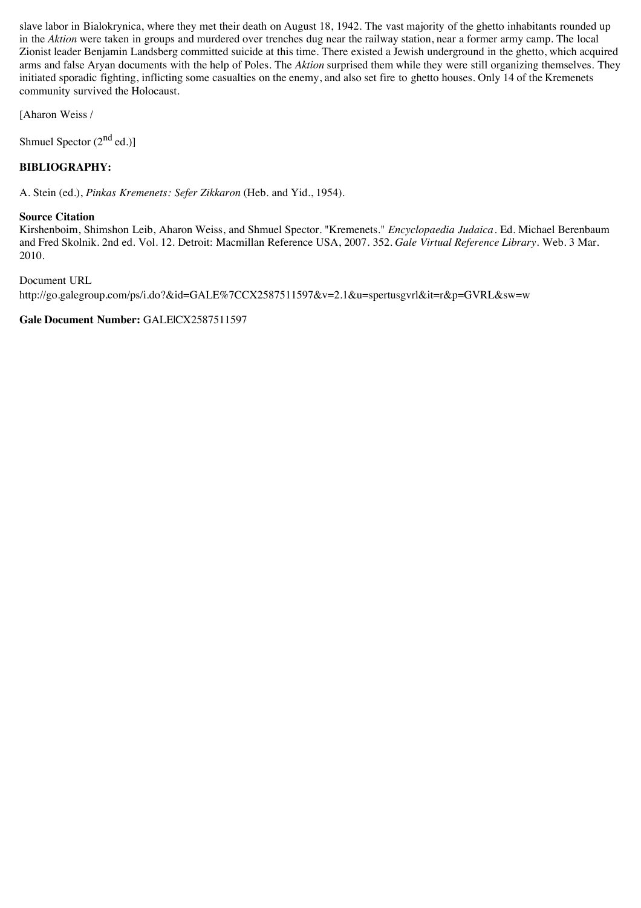slave labor in Bialokrynica, where they met their death on August 18, 1942. The vast majority of the ghetto inhabitants rounded up in the *Aktion* were taken in groups and murdered over trenches dug near the railway station, near a former army camp. The local Zionist leader Benjamin Landsberg committed suicide at this time. There existed a Jewish underground in the ghetto, which acquired arms and false Aryan documents with the help of Poles. The *Aktion* surprised them while they were still organizing themselves. They initiated sporadic fighting, inflicting some casualties on the enemy, and also set fire to ghetto houses. Only 14 of the Kremenets community survived the Holocaust.

[Aharon Weiss /

Shmuel Spector (2nd ed.)]

**BIBLIOGRAPHY:**

A. Stein (ed.), *Pinkas Kremenets: Sefer Zikkaron* (Heb. and Yid., 1954).

**Source Citation**
Kirshenboim, Shimshon Leib, Aharon Weiss, and Shmuel Spector. "Kremenets." *Encyclopaedia Judaica*. Ed. Michael Berenbaum and Fred Skolnik. 2nd ed. Vol. 12. Detroit: Macmillan Reference USA, 2007. 352. *Gale Virtual Reference Library*. Web. 3 Mar. 2010.

Document URL
http://go.galegroup.com/ps/i.do?&id=GALE%7CCX2587511597&v=2.1&u=spertusgvrl&it=r&p=GVRL&sw=w

**Gale Document Number:** GALE|CX2587511597